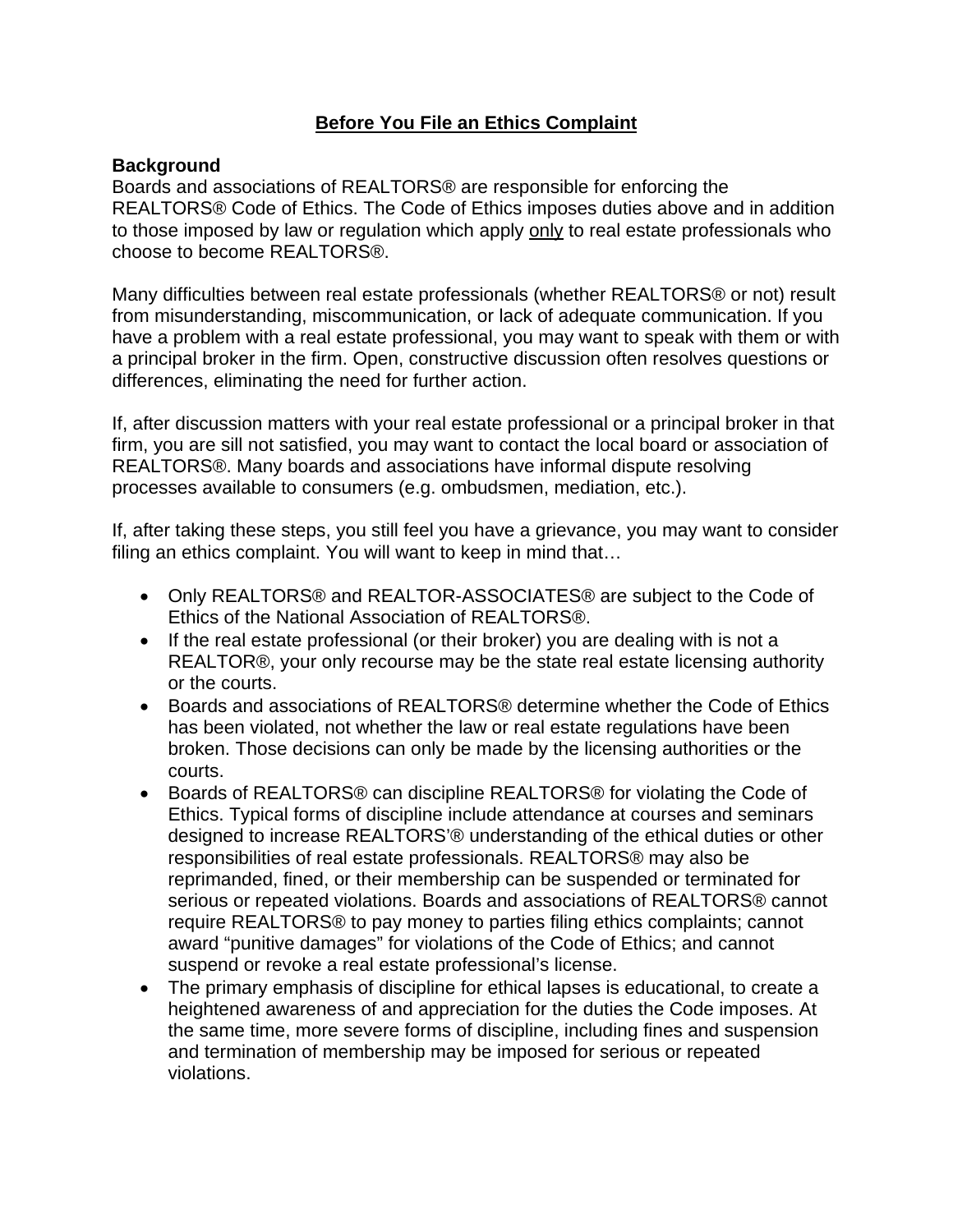# Before You File an Ethics Complaint

**Background**

Boards and associations of REALTORS® are responsible for enforcing the REALTORS® Code of Ethics. The Code of Ethics imposes duties above and in addition to those imposed by law or regulation which apply only to real estate professionals who choose to become REALTORS®.

Many difficulties between real estate professionals (whether REALTORS® or not) result from misunderstanding, miscommunication, or lack of adequate communication. If you have a problem with a real estate professional, you may want to speak with them or with a principal broker in the firm. Open, constructive discussion often resolves questions or differences, eliminating the need for further action.

If, after discussion matters with your real estate professional or a principal broker in that firm, you are sill not satisfied, you may want to contact the local board or association of REALTORS®. Many boards and associations have informal dispute resolving processes available to consumers (e.g. ombudsmen, mediation, etc.).

If, after taking these steps, you still feel you have a grievance, you may want to consider filing an ethics complaint. You will want to keep in mind that…

- Only REALTORS® and REALTOR-ASSOCIATES® are subject to the Code of Ethics of the National Association of REALTORS®.
- If the real estate professional (or their broker) you are dealing with is not a REALTOR®, your only recourse may be the state real estate licensing authority or the courts.
- Boards and associations of REALTORS® determine whether the Code of Ethics has been violated, not whether the law or real estate regulations have been broken. Those decisions can only be made by the licensing authorities or the courts.
- Boards of REALTORS® can discipline REALTORS® for violating the Code of Ethics. Typical forms of discipline include attendance at courses and seminars designed to increase REALTORS'® understanding of the ethical duties or other responsibilities of real estate professionals. REALTORS® may also be reprimanded, fined, or their membership can be suspended or terminated for serious or repeated violations. Boards and associations of REALTORS® cannot require REALTORS® to pay money to parties filing ethics complaints; cannot award "punitive damages" for violations of the Code of Ethics; and cannot suspend or revoke a real estate professional's license.
- The primary emphasis of discipline for ethical lapses is educational, to create a heightened awareness of and appreciation for the duties the Code imposes. At the same time, more severe forms of discipline, including fines and suspension and termination of membership may be imposed for serious or repeated violations.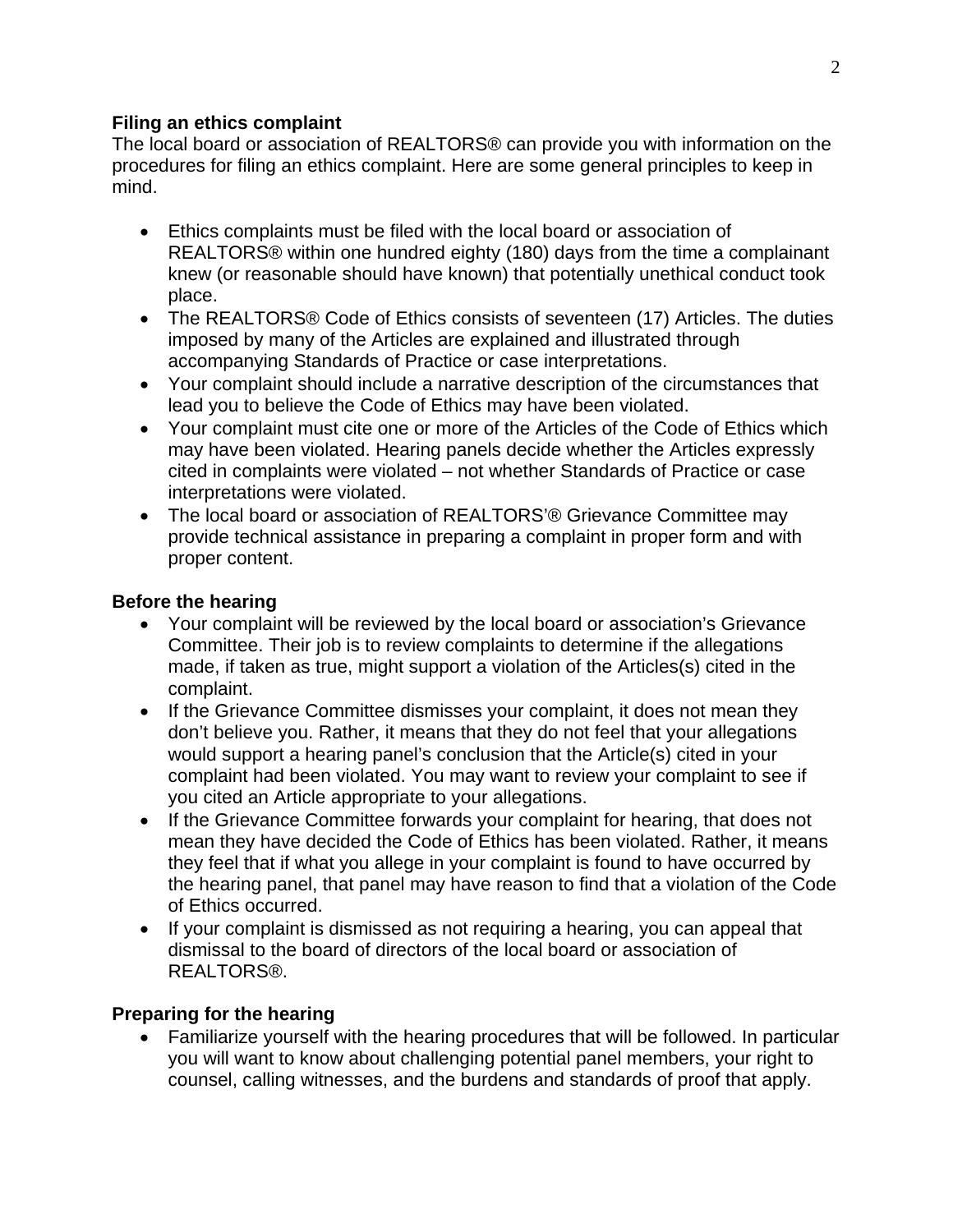**Filing an ethics complaint**

The local board or association of REALTORS® can provide you with information on the procedures for filing an ethics complaint. Here are some general principles to keep in mind.

- Ethics complaints must be filed with the local board or association of REALTORS® within one hundred eighty (180) days from the time a complainant knew (or reasonable should have known) that potentially unethical conduct took place.
- The REALTORS® Code of Ethics consists of seventeen (17) Articles. The duties imposed by many of the Articles are explained and illustrated through accompanying Standards of Practice or case interpretations.
- Your complaint should include a narrative description of the circumstances that lead you to believe the Code of Ethics may have been violated.
- Your complaint must cite one or more of the Articles of the Code of Ethics which may have been violated. Hearing panels decide whether the Articles expressly cited in complaints were violated – not whether Standards of Practice or case interpretations were violated.
- The local board or association of REALTORS'® Grievance Committee may provide technical assistance in preparing a complaint in proper form and with proper content.

**Before the hearing**

- Your complaint will be reviewed by the local board or association's Grievance Committee. Their job is to review complaints to determine if the allegations made, if taken as true, might support a violation of the Articles(s) cited in the complaint.
- If the Grievance Committee dismisses your complaint, it does not mean they don't believe you. Rather, it means that they do not feel that your allegations would support a hearing panel's conclusion that the Article(s) cited in your complaint had been violated. You may want to review your complaint to see if you cited an Article appropriate to your allegations.
- If the Grievance Committee forwards your complaint for hearing, that does not mean they have decided the Code of Ethics has been violated. Rather, it means they feel that if what you allege in your complaint is found to have occurred by the hearing panel, that panel may have reason to find that a violation of the Code of Ethics occurred.
- If your complaint is dismissed as not requiring a hearing, you can appeal that dismissal to the board of directors of the local board or association of REALTORS®.

**Preparing for the hearing**

- Familiarize yourself with the hearing procedures that will be followed. In particular you will want to know about challenging potential panel members, your right to counsel, calling witnesses, and the burdens and standards of proof that apply.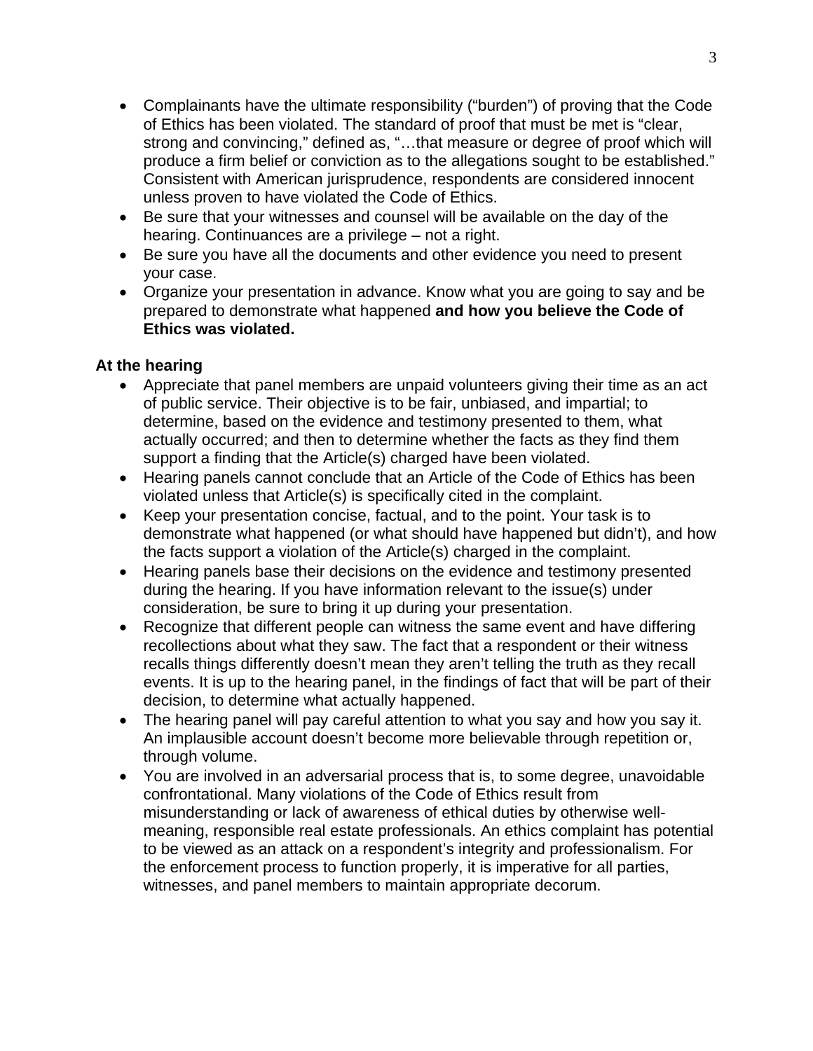- Complainants have the ultimate responsibility ("burden") of proving that the Code of Ethics has been violated. The standard of proof that must be met is "clear, strong and convincing," defined as, "…that measure or degree of proof which will produce a firm belief or conviction as to the allegations sought to be established." Consistent with American jurisprudence, respondents are considered innocent unless proven to have violated the Code of Ethics.
- Be sure that your witnesses and counsel will be available on the day of the hearing. Continuances are a privilege – not a right.
- Be sure you have all the documents and other evidence you need to present your case.
- Organize your presentation in advance. Know what you are going to say and be prepared to demonstrate what happened **and how you believe the Code of Ethics was violated.**

**At the hearing**

- Appreciate that panel members are unpaid volunteers giving their time as an act of public service. Their objective is to be fair, unbiased, and impartial; to determine, based on the evidence and testimony presented to them, what actually occurred; and then to determine whether the facts as they find them support a finding that the Article(s) charged have been violated.
- Hearing panels cannot conclude that an Article of the Code of Ethics has been violated unless that Article(s) is specifically cited in the complaint.
- Keep your presentation concise, factual, and to the point. Your task is to demonstrate what happened (or what should have happened but didn't), and how the facts support a violation of the Article(s) charged in the complaint.
- Hearing panels base their decisions on the evidence and testimony presented during the hearing. If you have information relevant to the issue(s) under consideration, be sure to bring it up during your presentation.
- Recognize that different people can witness the same event and have differing recollections about what they saw. The fact that a respondent or their witness recalls things differently doesn't mean they aren't telling the truth as they recall events. It is up to the hearing panel, in the findings of fact that will be part of their decision, to determine what actually happened.
- The hearing panel will pay careful attention to what you say and how you say it. An implausible account doesn't become more believable through repetition or, through volume.
- You are involved in an adversarial process that is, to some degree, unavoidable confrontational. Many violations of the Code of Ethics result from misunderstanding or lack of awareness of ethical duties by otherwise well-meaning, responsible real estate professionals. An ethics complaint has potential to be viewed as an attack on a respondent's integrity and professionalism. For the enforcement process to function properly, it is imperative for all parties, witnesses, and panel members to maintain appropriate decorum.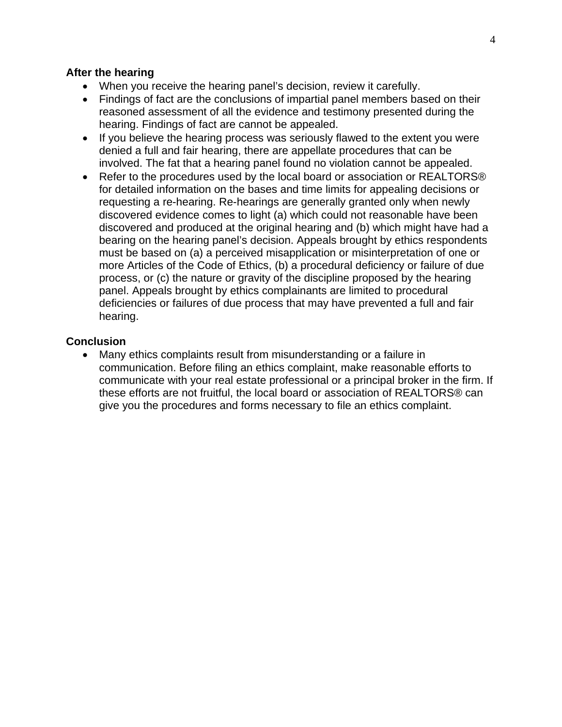**After the hearing**

- When you receive the hearing panel's decision, review it carefully.
- Findings of fact are the conclusions of impartial panel members based on their reasoned assessment of all the evidence and testimony presented during the hearing. Findings of fact are cannot be appealed.
- If you believe the hearing process was seriously flawed to the extent you were denied a full and fair hearing, there are appellate procedures that can be involved. The fat that a hearing panel found no violation cannot be appealed.
- Refer to the procedures used by the local board or association or REALTORS® for detailed information on the bases and time limits for appealing decisions or requesting a re-hearing. Re-hearings are generally granted only when newly discovered evidence comes to light (a) which could not reasonable have been discovered and produced at the original hearing and (b) which might have had a bearing on the hearing panel's decision. Appeals brought by ethics respondents must be based on (a) a perceived misapplication or misinterpretation of one or more Articles of the Code of Ethics, (b) a procedural deficiency or failure of due process, or (c) the nature or gravity of the discipline proposed by the hearing panel. Appeals brought by ethics complainants are limited to procedural deficiencies or failures of due process that may have prevented a full and fair hearing.

**Conclusion**

- Many ethics complaints result from misunderstanding or a failure in communication. Before filing an ethics complaint, make reasonable efforts to communicate with your real estate professional or a principal broker in the firm. If these efforts are not fruitful, the local board or association of REALTORS® can give you the procedures and forms necessary to file an ethics complaint.